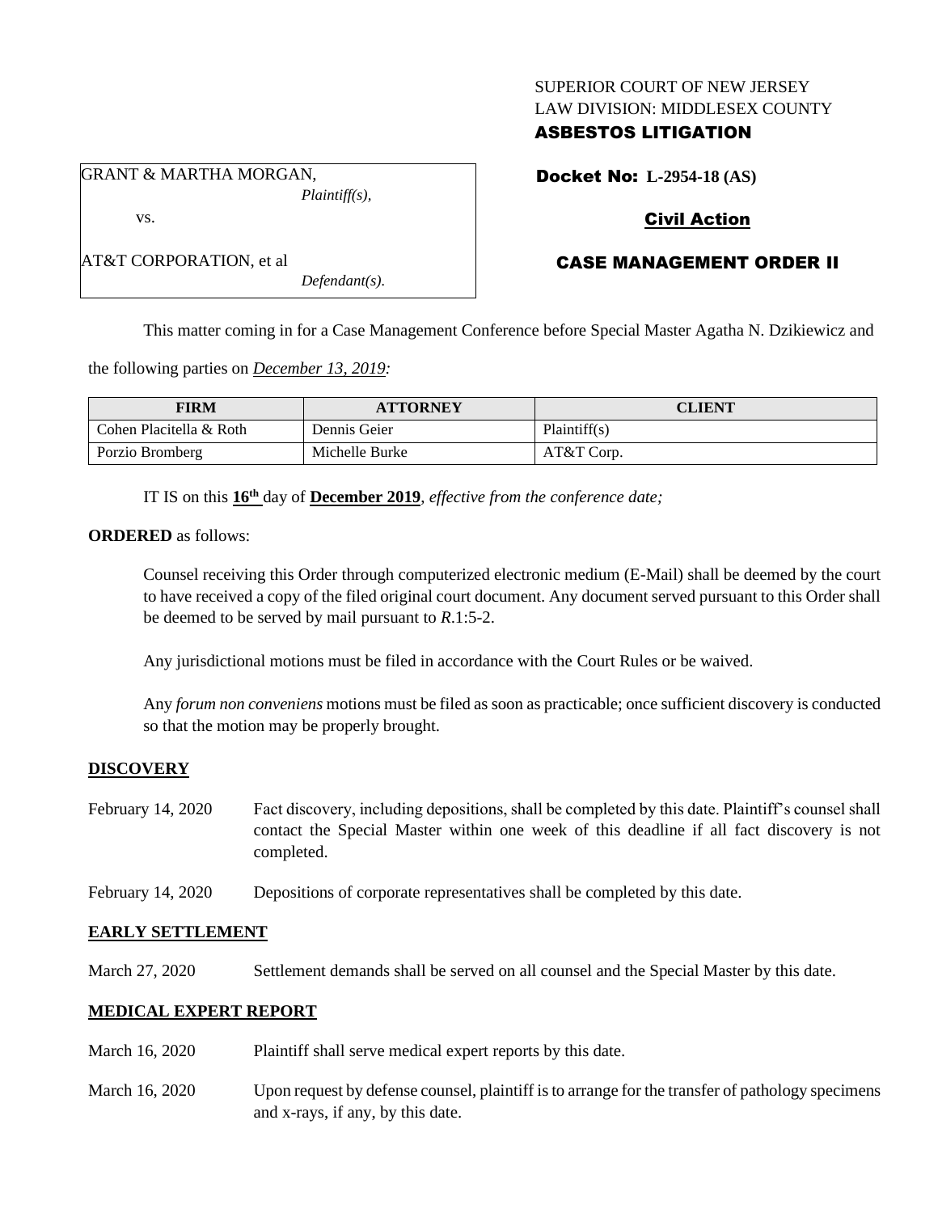SUPERIOR COURT OF NEW JERSEY
LAW DIVISION: MIDDLESEX COUNTY
**ASBESTOS LITIGATION**

GRANT & MARTHA MORGAN,
*Plaintiff(s),*

vs.

AT&T CORPORATION, et al
*Defendant(s).*

**Docket No: L-2954-18 (AS)**

**Civil Action**

**CASE MANAGEMENT ORDER II**

This matter coming in for a Case Management Conference before Special Master Agatha N. Dzikiewicz and the following parties on *December 13, 2019:*

| FIRM | ATTORNEY | CLIENT |
|---|---|---|
| Cohen Placitella & Roth | Dennis Geier | Plaintiff(s) |
| Porzio Bromberg | Michelle Burke | AT&T Corp. |

IT IS on this **16th** day of **December 2019**, *effective from the conference date;*

**ORDERED** as follows:

Counsel receiving this Order through computerized electronic medium (E-Mail) shall be deemed by the court to have received a copy of the filed original court document. Any document served pursuant to this Order shall be deemed to be served by mail pursuant to *R*.1:5-2.

Any jurisdictional motions must be filed in accordance with the Court Rules or be waived.

Any *forum non conveniens* motions must be filed as soon as practicable; once sufficient discovery is conducted so that the motion may be properly brought.

**DISCOVERY**

February 14, 2020 — Fact discovery, including depositions, shall be completed by this date. Plaintiff's counsel shall contact the Special Master within one week of this deadline if all fact discovery is not completed.

February 14, 2020 — Depositions of corporate representatives shall be completed by this date.

**EARLY SETTLEMENT**

March 27, 2020 — Settlement demands shall be served on all counsel and the Special Master by this date.

**MEDICAL EXPERT REPORT**

March 16, 2020 — Plaintiff shall serve medical expert reports by this date.

March 16, 2020 — Upon request by defense counsel, plaintiff is to arrange for the transfer of pathology specimens and x-rays, if any, by this date.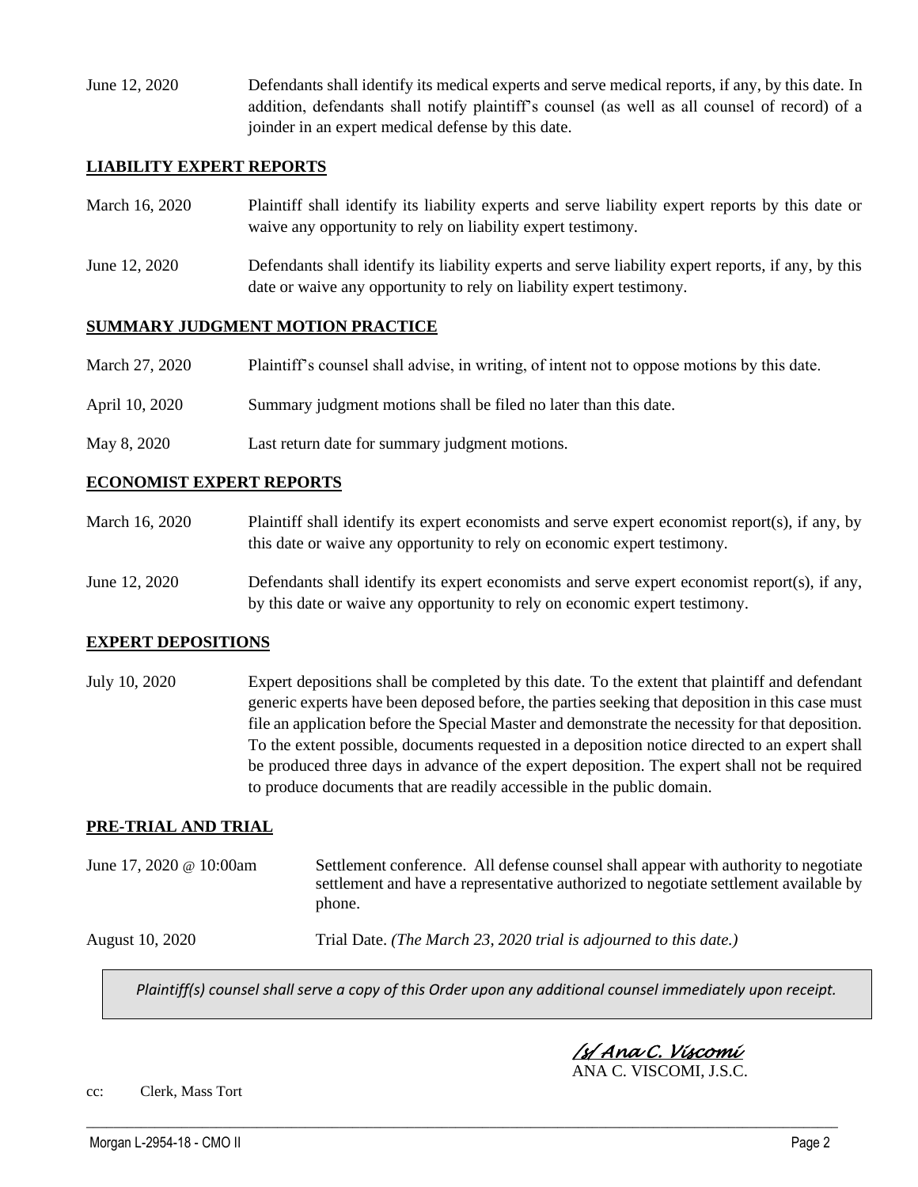June 12, 2020 Defendants shall identify its medical experts and serve medical reports, if any, by this date. In addition, defendants shall notify plaintiff's counsel (as well as all counsel of record) of a joinder in an expert medical defense by this date.

## LIABILITY EXPERT REPORTS

March 16, 2020 Plaintiff shall identify its liability experts and serve liability expert reports by this date or waive any opportunity to rely on liability expert testimony.

June 12, 2020 Defendants shall identify its liability experts and serve liability expert reports, if any, by this date or waive any opportunity to rely on liability expert testimony.

## SUMMARY JUDGMENT MOTION PRACTICE

March 27, 2020 Plaintiff's counsel shall advise, in writing, of intent not to oppose motions by this date.

April 10, 2020 Summary judgment motions shall be filed no later than this date.

May 8, 2020 Last return date for summary judgment motions.

## ECONOMIST EXPERT REPORTS

March 16, 2020 Plaintiff shall identify its expert economists and serve expert economist report(s), if any, by this date or waive any opportunity to rely on economic expert testimony.

June 12, 2020 Defendants shall identify its expert economists and serve expert economist report(s), if any, by this date or waive any opportunity to rely on economic expert testimony.

## EXPERT DEPOSITIONS

July 10, 2020 Expert depositions shall be completed by this date. To the extent that plaintiff and defendant generic experts have been deposed before, the parties seeking that deposition in this case must file an application before the Special Master and demonstrate the necessity for that deposition. To the extent possible, documents requested in a deposition notice directed to an expert shall be produced three days in advance of the expert deposition. The expert shall not be required to produce documents that are readily accessible in the public domain.

## PRE-TRIAL AND TRIAL

June 17, 2020 @ 10:00am Settlement conference. All defense counsel shall appear with authority to negotiate settlement and have a representative authorized to negotiate settlement available by phone.

August 10, 2020 Trial Date. *(The March 23, 2020 trial is adjourned to this date.)*

*Plaintiff(s) counsel shall serve a copy of this Order upon any additional counsel immediately upon receipt.*

*/s/ Ana C. Viscomi*
ANA C. VISCOMI, J.S.C.

cc: Clerk, Mass Tort